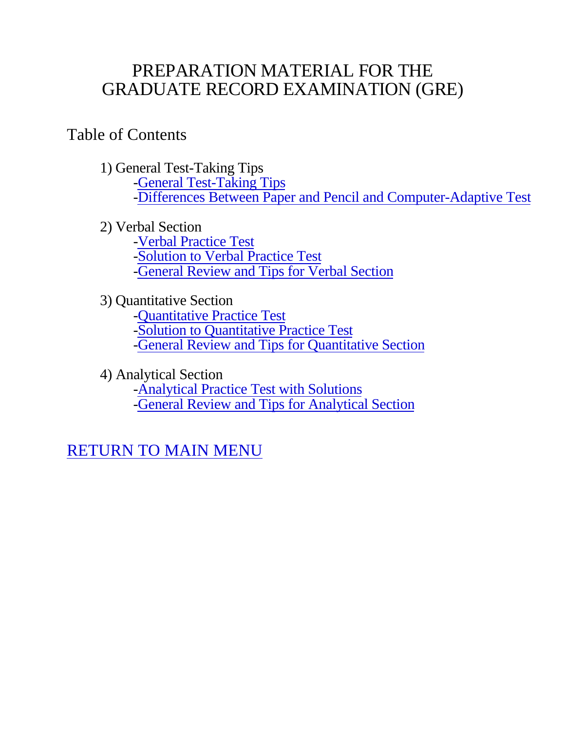# PREPARATION MATERIAL FOR THE GRADUATE RECORD EXAMINATION (GRE)

## Table of Contents

1) General Test-Taking Tips
   - General Test-Taking Tips
   - Differences Between Paper and Pencil and Computer-Adaptive Test

2) Verbal Section
   - Verbal Practice Test
   - Solution to Verbal Practice Test
   - General Review and Tips for Verbal Section

3) Quantitative Section
   - Quantitative Practice Test
   - Solution to Quantitative Practice Test
   - General Review and Tips for Quantitative Section

4) Analytical Section
   - Analytical Practice Test with Solutions
   - General Review and Tips for Analytical Section

RETURN TO MAIN MENU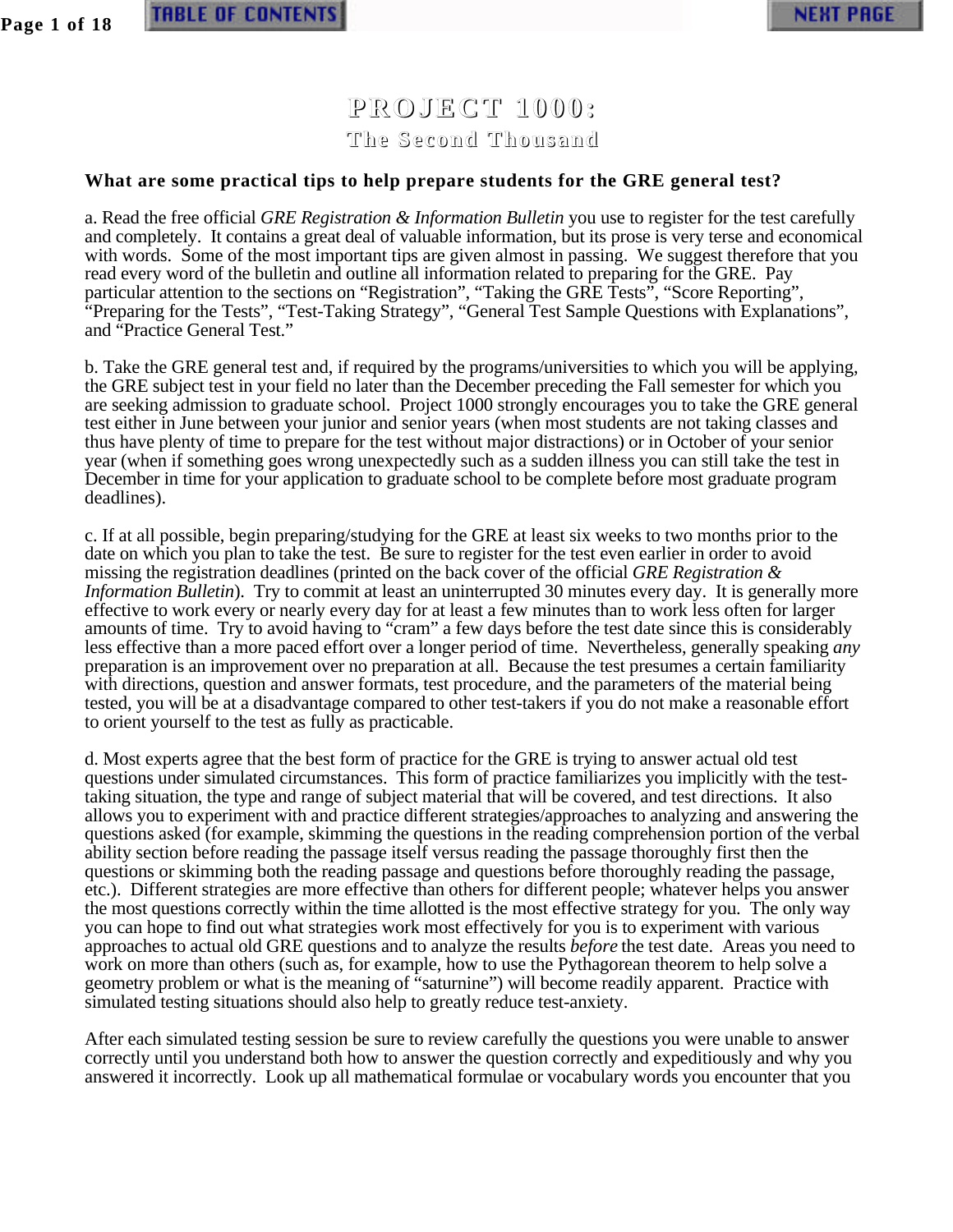# PROJECT 1000:

## The Second Thousand

**What are some practical tips to help prepare students for the GRE general test?**

a. Read the free official *GRE Registration & Information Bulletin* you use to register for the test carefully and completely. It contains a great deal of valuable information, but its prose is very terse and economical with words. Some of the most important tips are given almost in passing. We suggest therefore that you read every word of the bulletin and outline all information related to preparing for the GRE. Pay particular attention to the sections on "Registration", "Taking the GRE Tests", "Score Reporting", "Preparing for the Tests", "Test-Taking Strategy", "General Test Sample Questions with Explanations", and "Practice General Test."

b. Take the GRE general test and, if required by the programs/universities to which you will be applying, the GRE subject test in your field no later than the December preceding the Fall semester for which you are seeking admission to graduate school. Project 1000 strongly encourages you to take the GRE general test either in June between your junior and senior years (when most students are not taking classes and thus have plenty of time to prepare for the test without major distractions) or in October of your senior year (when if something goes wrong unexpectedly such as a sudden illness you can still take the test in December in time for your application to graduate school to be complete before most graduate program deadlines).

c. If at all possible, begin preparing/studying for the GRE at least six weeks to two months prior to the date on which you plan to take the test. Be sure to register for the test even earlier in order to avoid missing the registration deadlines (printed on the back cover of the official *GRE Registration & Information Bulletin*). Try to commit at least an uninterrupted 30 minutes every day. It is generally more effective to work every or nearly every day for at least a few minutes than to work less often for larger amounts of time. Try to avoid having to "cram" a few days before the test date since this is considerably less effective than a more paced effort over a longer period of time. Nevertheless, generally speaking *any* preparation is an improvement over no preparation at all. Because the test presumes a certain familiarity with directions, question and answer formats, test procedure, and the parameters of the material being tested, you will be at a disadvantage compared to other test-takers if you do not make a reasonable effort to orient yourself to the test as fully as practicable.

d. Most experts agree that the best form of practice for the GRE is trying to answer actual old test questions under simulated circumstances. This form of practice familiarizes you implicitly with the test-taking situation, the type and range of subject material that will be covered, and test directions. It also allows you to experiment with and practice different strategies/approaches to analyzing and answering the questions asked (for example, skimming the questions in the reading comprehension portion of the verbal ability section before reading the passage itself versus reading the passage thoroughly first then the questions or skimming both the reading passage and questions before thoroughly reading the passage, etc.). Different strategies are more effective than others for different people; whatever helps you answer the most questions correctly within the time allotted is the most effective strategy for you. The only way you can hope to find out what strategies work most effectively for you is to experiment with various approaches to actual old GRE questions and to analyze the results *before* the test date. Areas you need to work on more than others (such as, for example, how to use the Pythagorean theorem to help solve a geometry problem or what is the meaning of "saturnine") will become readily apparent. Practice with simulated testing situations should also help to greatly reduce test-anxiety.

After each simulated testing session be sure to review carefully the questions you were unable to answer correctly until you understand both how to answer the question correctly and expeditiously and why you answered it incorrectly. Look up all mathematical formulae or vocabulary words you encounter that you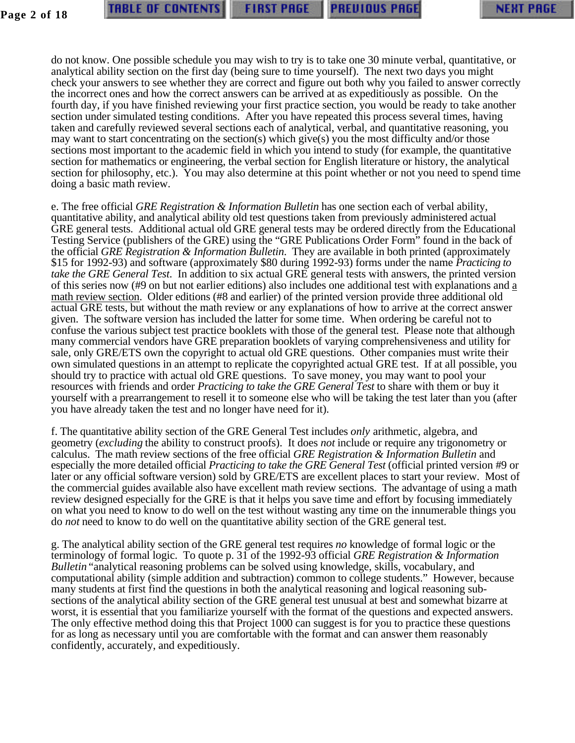do not know. One possible schedule you may wish to try is to take one 30 minute verbal, quantitative, or analytical ability section on the first day (being sure to time yourself). The next two days you might check your answers to see whether they are correct and figure out both why you failed to answer correctly the incorrect ones and how the correct answers can be arrived at as expeditiously as possible. On the fourth day, if you have finished reviewing your first practice section, you would be ready to take another section under simulated testing conditions. After you have repeated this process several times, having taken and carefully reviewed several sections each of analytical, verbal, and quantitative reasoning, you may want to start concentrating on the section(s) which give(s) you the most difficulty and/or those sections most important to the academic field in which you intend to study (for example, the quantitative section for mathematics or engineering, the verbal section for English literature or history, the analytical section for philosophy, etc.). You may also determine at this point whether or not you need to spend time doing a basic math review.

e. The free official *GRE Registration & Information Bulletin* has one section each of verbal ability, quantitative ability, and analytical ability old test questions taken from previously administered actual GRE general tests. Additional actual old GRE general tests may be ordered directly from the Educational Testing Service (publishers of the GRE) using the "GRE Publications Order Form" found in the back of the official *GRE Registration & Information Bulletin*. They are available in both printed (approximately $15 for 1992-93) and software (approximately $80 during 1992-93) forms under the name *Practicing to take the GRE General Test*. In addition to six actual GRE general tests with answers, the printed version of this series now (#9 on but not earlier editions) also includes one additional test with explanations and a math review section. Older editions (#8 and earlier) of the printed version provide three additional old actual GRE tests, but without the math review or any explanations of how to arrive at the correct answer given. The software version has included the latter for some time. When ordering be careful not to confuse the various subject test practice booklets with those of the general test. Please note that although many commercial vendors have GRE preparation booklets of varying comprehensiveness and utility for sale, only GRE/ETS own the copyright to actual old GRE questions. Other companies must write their own simulated questions in an attempt to replicate the copyrighted actual GRE test. If at all possible, you should try to practice with actual old GRE questions. To save money, you may want to pool your resources with friends and order *Practicing to take the GRE General Test* to share with them or buy it yourself with a prearrangement to resell it to someone else who will be taking the test later than you (after you have already taken the test and no longer have need for it).

f. The quantitative ability section of the GRE General Test includes *only* arithmetic, algebra, and geometry (*excluding* the ability to construct proofs). It does *not* include or require any trigonometry or calculus. The math review sections of the free official *GRE Registration & Information Bulletin* and especially the more detailed official *Practicing to take the GRE General Test* (official printed version #9 or later or any official software version) sold by GRE/ETS are excellent places to start your review. Most of the commercial guides available also have excellent math review sections. The advantage of using a math review designed especially for the GRE is that it helps you save time and effort by focusing immediately on what you need to know to do well on the test without wasting any time on the innumerable things you do *not* need to know to do well on the quantitative ability section of the GRE general test.

g. The analytical ability section of the GRE general test requires *no* knowledge of formal logic or the terminology of formal logic. To quote p. 31 of the 1992-93 official *GRE Registration & Information Bulletin* "analytical reasoning problems can be solved using knowledge, skills, vocabulary, and computational ability (simple addition and subtraction) common to college students." However, because many students at first find the questions in both the analytical reasoning and logical reasoning sub-sections of the analytical ability section of the GRE general test unusual at best and somewhat bizarre at worst, it is essential that you familiarize yourself with the format of the questions and expected answers. The only effective method doing this that Project 1000 can suggest is for you to practice these questions for as long as necessary until you are comfortable with the format and can answer them reasonably confidently, accurately, and expeditiously.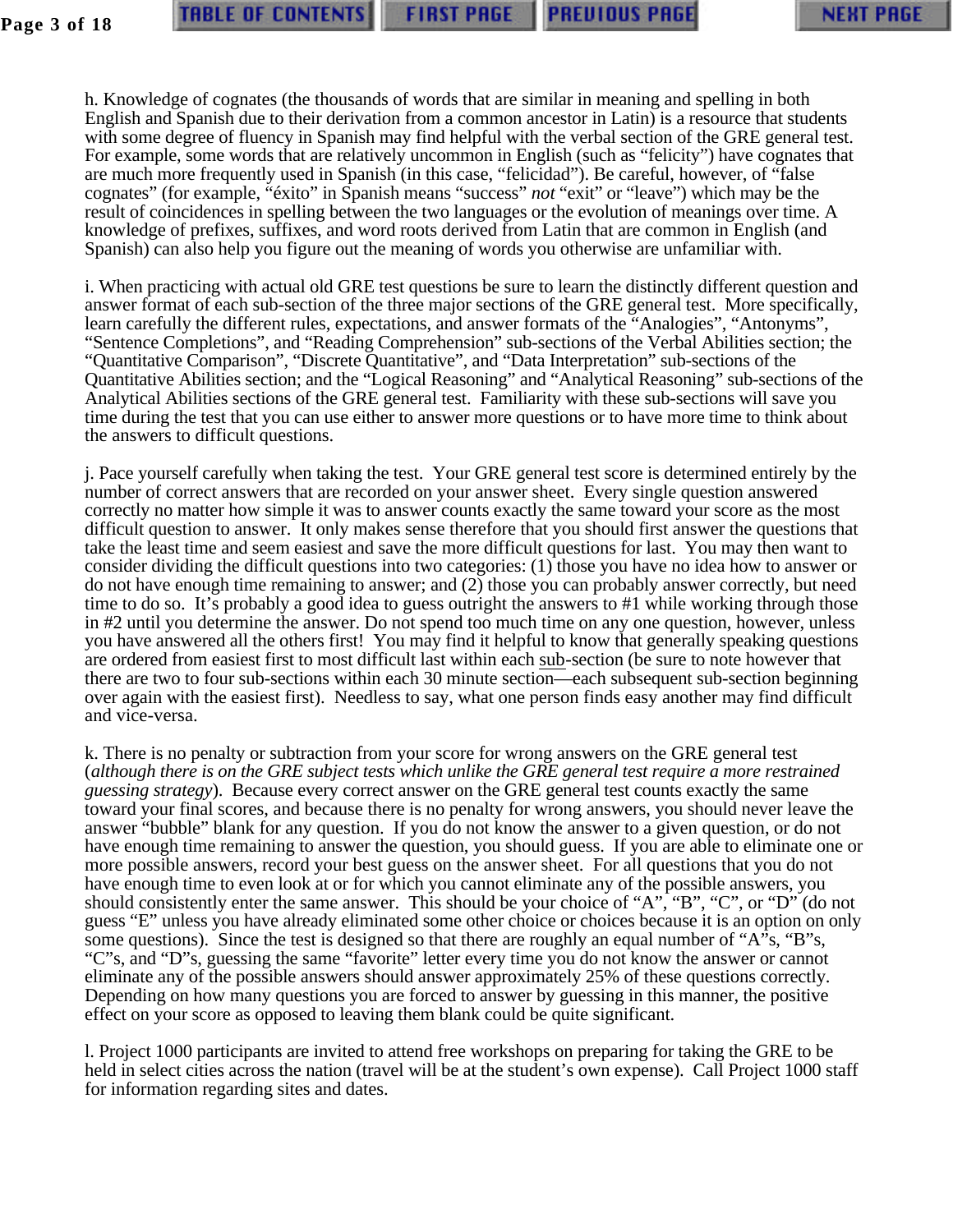h. Knowledge of cognates (the thousands of words that are similar in meaning and spelling in both English and Spanish due to their derivation from a common ancestor in Latin) is a resource that students with some degree of fluency in Spanish may find helpful with the verbal section of the GRE general test. For example, some words that are relatively uncommon in English (such as “felicity”) have cognates that are much more frequently used in Spanish (in this case, “felicidad”). Be careful, however, of “false cognates” (for example, “éxito” in Spanish means “success” *not* “exit” or “leave”) which may be the result of coincidences in spelling between the two languages or the evolution of meanings over time. A knowledge of prefixes, suffixes, and word roots derived from Latin that are common in English (and Spanish) can also help you figure out the meaning of words you otherwise are unfamiliar with.

i. When practicing with actual old GRE test questions be sure to learn the distinctly different question and answer format of each sub-section of the three major sections of the GRE general test. More specifically, learn carefully the different rules, expectations, and answer formats of the “Analogies”, “Antonyms”, “Sentence Completions”, and “Reading Comprehension” sub-sections of the Verbal Abilities section; the “Quantitative Comparison”, “Discrete Quantitative”, and “Data Interpretation” sub-sections of the Quantitative Abilities section; and the “Logical Reasoning” and “Analytical Reasoning” sub-sections of the Analytical Abilities sections of the GRE general test. Familiarity with these sub-sections will save you time during the test that you can use either to answer more questions or to have more time to think about the answers to difficult questions.

j. Pace yourself carefully when taking the test. Your GRE general test score is determined entirely by the number of correct answers that are recorded on your answer sheet. Every single question answered correctly no matter how simple it was to answer counts exactly the same toward your score as the most difficult question to answer. It only makes sense therefore that you should first answer the questions that take the least time and seem easiest and save the more difficult questions for last. You may then want to consider dividing the difficult questions into two categories: (1) those you have no idea how to answer or do not have enough time remaining to answer; and (2) those you can probably answer correctly, but need time to do so. It’s probably a good idea to guess outright the answers to #1 while working through those in #2 until you determine the answer. Do not spend too much time on any one question, however, unless you have answered all the others first! You may find it helpful to know that generally speaking questions are ordered from easiest first to most difficult last within each <u>sub</u>-section (be sure to note however that there are two to four sub-sections within each 30 minute section—each subsequent sub-section beginning over again with the easiest first). Needless to say, what one person finds easy another may find difficult and vice-versa.

k. There is no penalty or subtraction from your score for wrong answers on the GRE general test (*although there is on the GRE subject tests which unlike the GRE general test require a more restrained guessing strategy*). Because every correct answer on the GRE general test counts exactly the same toward your final scores, and because there is no penalty for wrong answers, you should never leave the answer “bubble” blank for any question. If you do not know the answer to a given question, or do not have enough time remaining to answer the question, you should guess. If you are able to eliminate one or more possible answers, record your best guess on the answer sheet. For all questions that you do not have enough time to even look at or for which you cannot eliminate any of the possible answers, you should consistently enter the same answer. This should be your choice of “A”, “B”, “C”, or “D” (do not guess “E” unless you have already eliminated some other choice or choices because it is an option on only some questions). Since the test is designed so that there are roughly an equal number of “A”s, “B”s, “C”s, and “D”s, guessing the same “favorite” letter every time you do not know the answer or cannot eliminate any of the possible answers should answer approximately 25% of these questions correctly. Depending on how many questions you are forced to answer by guessing in this manner, the positive effect on your score as opposed to leaving them blank could be quite significant.

l. Project 1000 participants are invited to attend free workshops on preparing for taking the GRE to be held in select cities across the nation (travel will be at the student’s own expense). Call Project 1000 staff for information regarding sites and dates.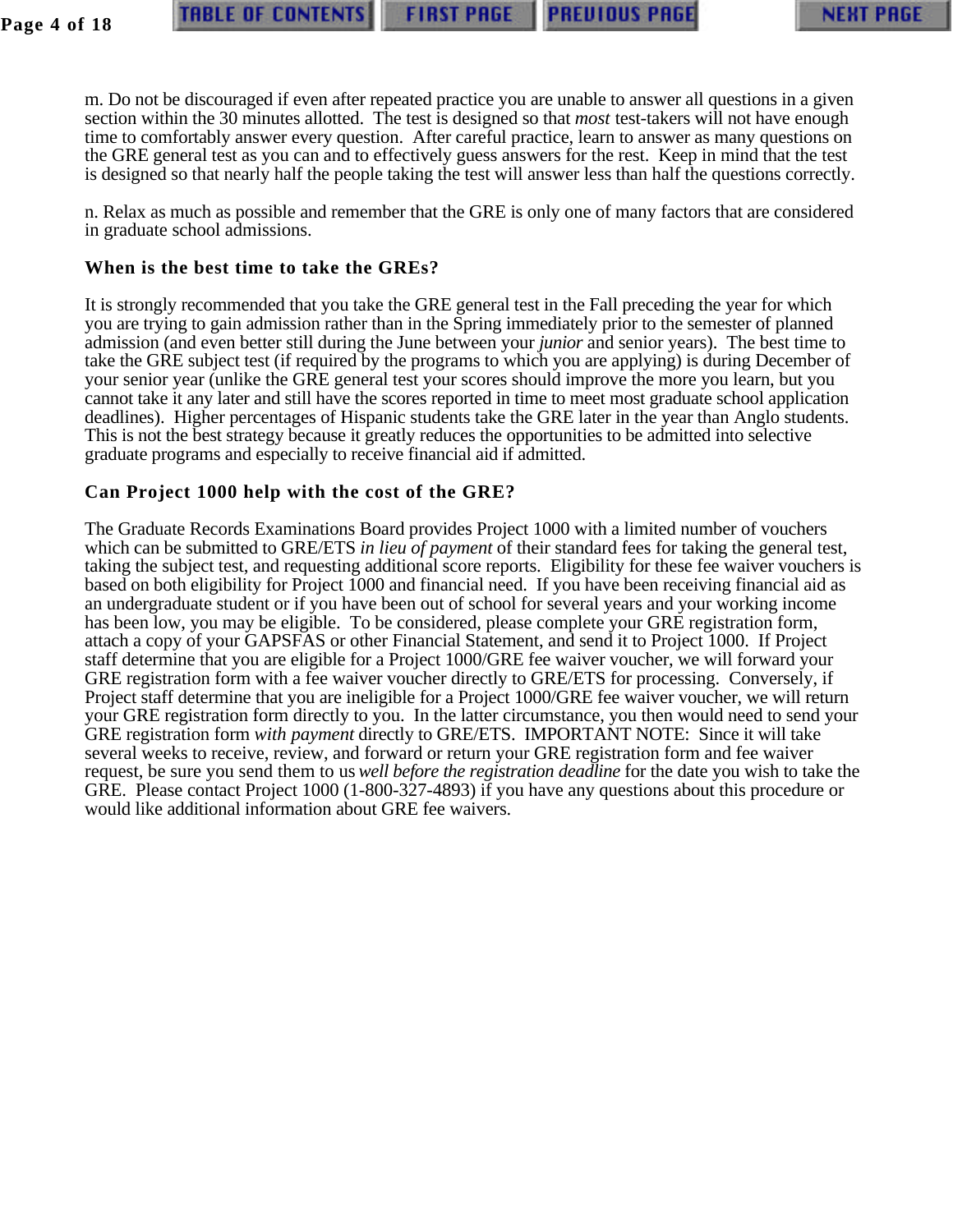m. Do not be discouraged if even after repeated practice you are unable to answer all questions in a given section within the 30 minutes allotted. The test is designed so that *most* test-takers will not have enough time to comfortably answer every question. After careful practice, learn to answer as many questions on the GRE general test as you can and to effectively guess answers for the rest. Keep in mind that the test is designed so that nearly half the people taking the test will answer less than half the questions correctly.

n. Relax as much as possible and remember that the GRE is only one of many factors that are considered in graduate school admissions.

### When is the best time to take the GREs?

It is strongly recommended that you take the GRE general test in the Fall preceding the year for which you are trying to gain admission rather than in the Spring immediately prior to the semester of planned admission (and even better still during the June between your *junior* and senior years). The best time to take the GRE subject test (if required by the programs to which you are applying) is during December of your senior year (unlike the GRE general test your scores should improve the more you learn, but you cannot take it any later and still have the scores reported in time to meet most graduate school application deadlines). Higher percentages of Hispanic students take the GRE later in the year than Anglo students. This is not the best strategy because it greatly reduces the opportunities to be admitted into selective graduate programs and especially to receive financial aid if admitted.

### Can Project 1000 help with the cost of the GRE?

The Graduate Records Examinations Board provides Project 1000 with a limited number of vouchers which can be submitted to GRE/ETS *in lieu of payment* of their standard fees for taking the general test, taking the subject test, and requesting additional score reports. Eligibility for these fee waiver vouchers is based on both eligibility for Project 1000 and financial need. If you have been receiving financial aid as an undergraduate student or if you have been out of school for several years and your working income has been low, you may be eligible. To be considered, please complete your GRE registration form, attach a copy of your GAPSFAS or other Financial Statement, and send it to Project 1000. If Project staff determine that you are eligible for a Project 1000/GRE fee waiver voucher, we will forward your GRE registration form with a fee waiver voucher directly to GRE/ETS for processing. Conversely, if Project staff determine that you are ineligible for a Project 1000/GRE fee waiver voucher, we will return your GRE registration form directly to you. In the latter circumstance, you then would need to send your GRE registration form *with payment* directly to GRE/ETS. IMPORTANT NOTE: Since it will take several weeks to receive, review, and forward or return your GRE registration form and fee waiver request, be sure you send them to us *well before the registration deadline* for the date you wish to take the GRE. Please contact Project 1000 (1-800-327-4893) if you have any questions about this procedure or would like additional information about GRE fee waivers.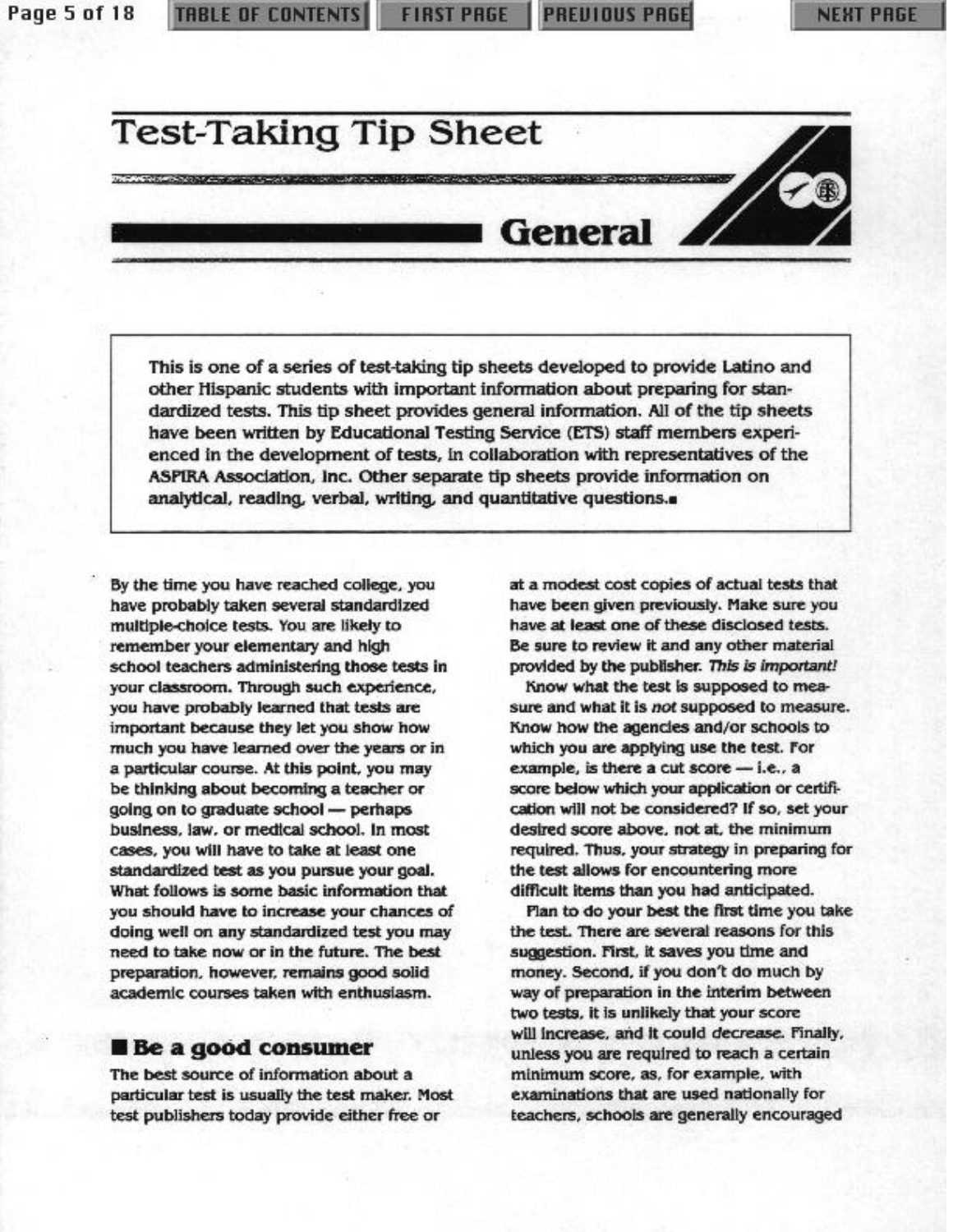# Test-Taking Tip Sheet

## General

> This is one of a series of test-taking tip sheets developed to provide Latino and other Hispanic students with important information about preparing for standardized tests. This tip sheet provides general information. All of the tip sheets have been written by Educational Testing Service (ETS) staff members experienced in the development of tests, in collaboration with representatives of the ASPIRA Association, Inc. Other separate tip sheets provide information on analytical, reading, verbal, writing, and quantitative questions.■

By the time you have reached college, you have probably taken several standardized multiple-choice tests. You are likely to remember your elementary and high school teachers administering those tests in your classroom. Through such experience, you have probably learned that tests are important because they let you show how much you have learned over the years or in a particular course. At this point, you may be thinking about becoming a teacher or going on to graduate school — perhaps business, law, or medical school. In most cases, you will have to take at least one standardized test as you pursue your goal. What follows is some basic information that you should have to increase your chances of doing well on any standardized test you may need to take now or in the future. The best preparation, however, remains good solid academic courses taken with enthusiasm.

### ■ Be a good consumer

The best source of information about a particular test is usually the test maker. Most test publishers today provide either free or at a modest cost copies of actual tests that have been given previously. Make sure you have at least one of these disclosed tests. Be sure to review it and any other material provided by the publisher. *This is important!*

Know what the test is supposed to measure and what it is *not* supposed to measure. Know how the agencies and/or schools to which you are applying use the test. For example, is there a cut score — i.e., a score below which your application or certification will not be considered? If so, set your desired score above, not at, the minimum required. Thus, your strategy in preparing for the test allows for encountering more difficult items than you had anticipated.

Plan to do your best the first time you take the test. There are several reasons for this suggestion. First, it saves you time and money. Second, if you don't do much by way of preparation in the interim between two tests, it is unlikely that your score will increase, and it could *decrease*. Finally, unless you are required to reach a certain minimum score, as, for example, with examinations that are used nationally for teachers, schools are generally encouraged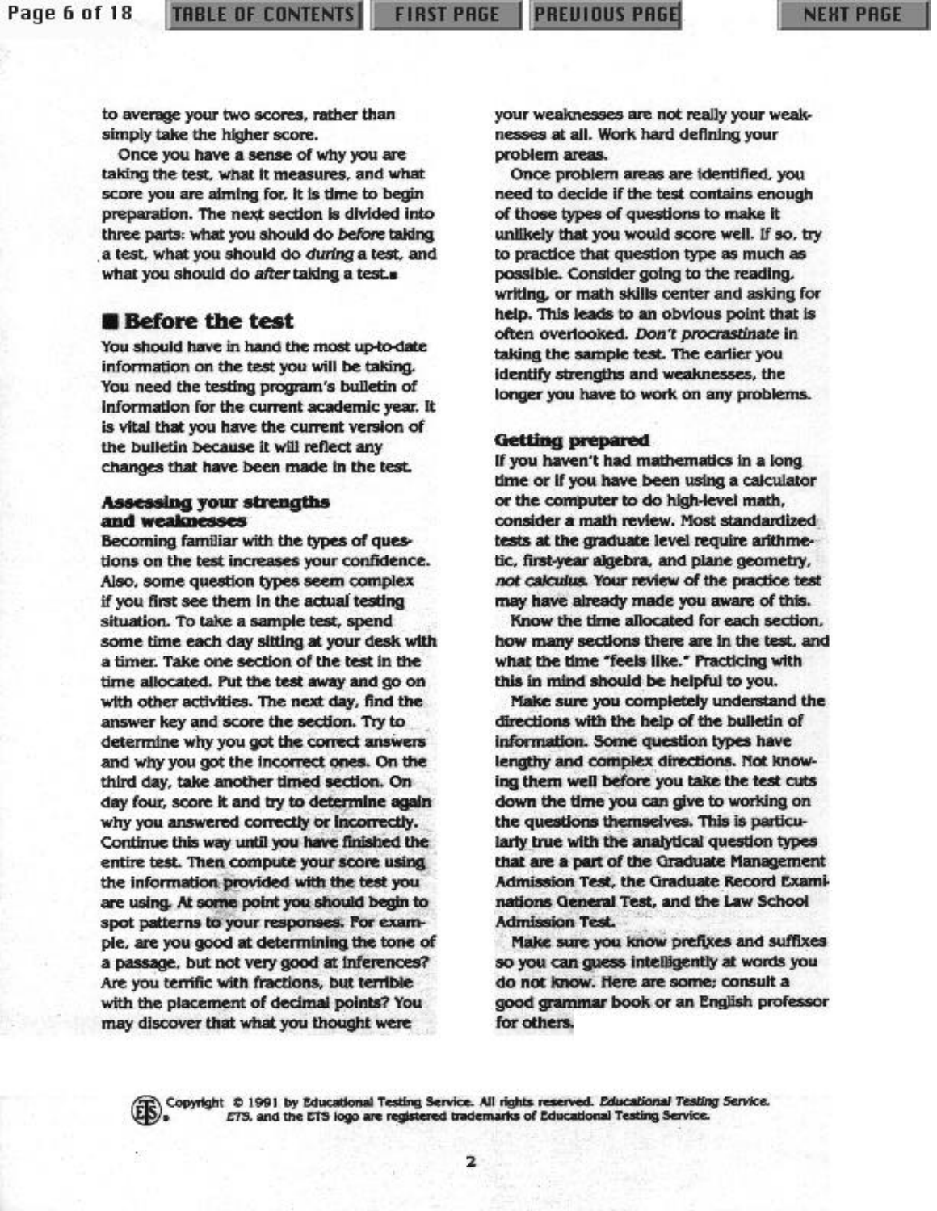to average your two scores, rather than simply take the higher score.

Once you have a sense of why you are taking the test, what it measures, and what score you are aiming for, it is time to begin preparation. The next section is divided into three parts: what you should do *before* taking a test, what you should do *during* a test, and what you should do *after* taking a test.▪

## Before the test

You should have in hand the most up-to-date information on the test you will be taking. You need the testing program's bulletin of information for the current academic year. It is vital that you have the current version of the bulletin because it will reflect any changes that have been made in the test.

### Assessing your strengths and weaknesses

Becoming familiar with the types of questions on the test increases your confidence. Also, some question types seem complex if you first see them in the actual testing situation. To take a sample test, spend some time each day sitting at your desk with a timer. Take one section of the test in the time allocated. Put the test away and go on with other activities. The next day, find the answer key and score the section. Try to determine why you got the correct answers and why you got the incorrect ones. On the third day, take another timed section. On day four, score it and try to determine again why you answered correctly or incorrectly. Continue this way until you have finished the entire test. Then compute your score using the information provided with the test you are using. At some point you should begin to spot patterns to your responses. For example, are you good at determining the tone of a passage, but not very good at inferences? Are you terrific with fractions, but terrible with the placement of decimal points? You may discover that what you thought were your weaknesses are not really your weaknesses at all. Work hard defining your problem areas.

Once problem areas are identified, you need to decide if the test contains enough of those types of questions to make it unlikely that you would score well. If so, try to practice that question type as much as possible. Consider going to the reading, writing, or math skills center and asking for help. This leads to an obvious point that is often overlooked. *Don't procrastinate* in taking the sample test. The earlier you identify strengths and weaknesses, the longer you have to work on any problems.

### Getting prepared

If you haven't had mathematics in a long time or if you have been using a calculator or the computer to do high-level math, consider a math review. Most standardized tests at the graduate level require arithmetic, first-year algebra, and plane geometry, *not calculus.* Your review of the practice test may have already made you aware of this.

Know the time allocated for each section, how many sections there are in the test, and what the time "feels like." Practicing with this in mind should be helpful to you.

Make sure you completely understand the directions with the help of the bulletin of information. Some question types have lengthy and complex directions. Not knowing them well before you take the test cuts down the time you can give to working on the questions themselves. This is particularly true with the analytical question types that are a part of the Graduate Management Admission Test, the Graduate Record Examinations General Test, and the Law School Admission Test.

Make sure you know prefixes and suffixes so you can guess intelligently at words you do not know. Here are some; consult a good grammar book or an English professor for others.

Copyright © 1991 by Educational Testing Service. All rights reserved. *Educational Testing Service, ETS,* and the ETS logo are registered trademarks of Educational Testing Service.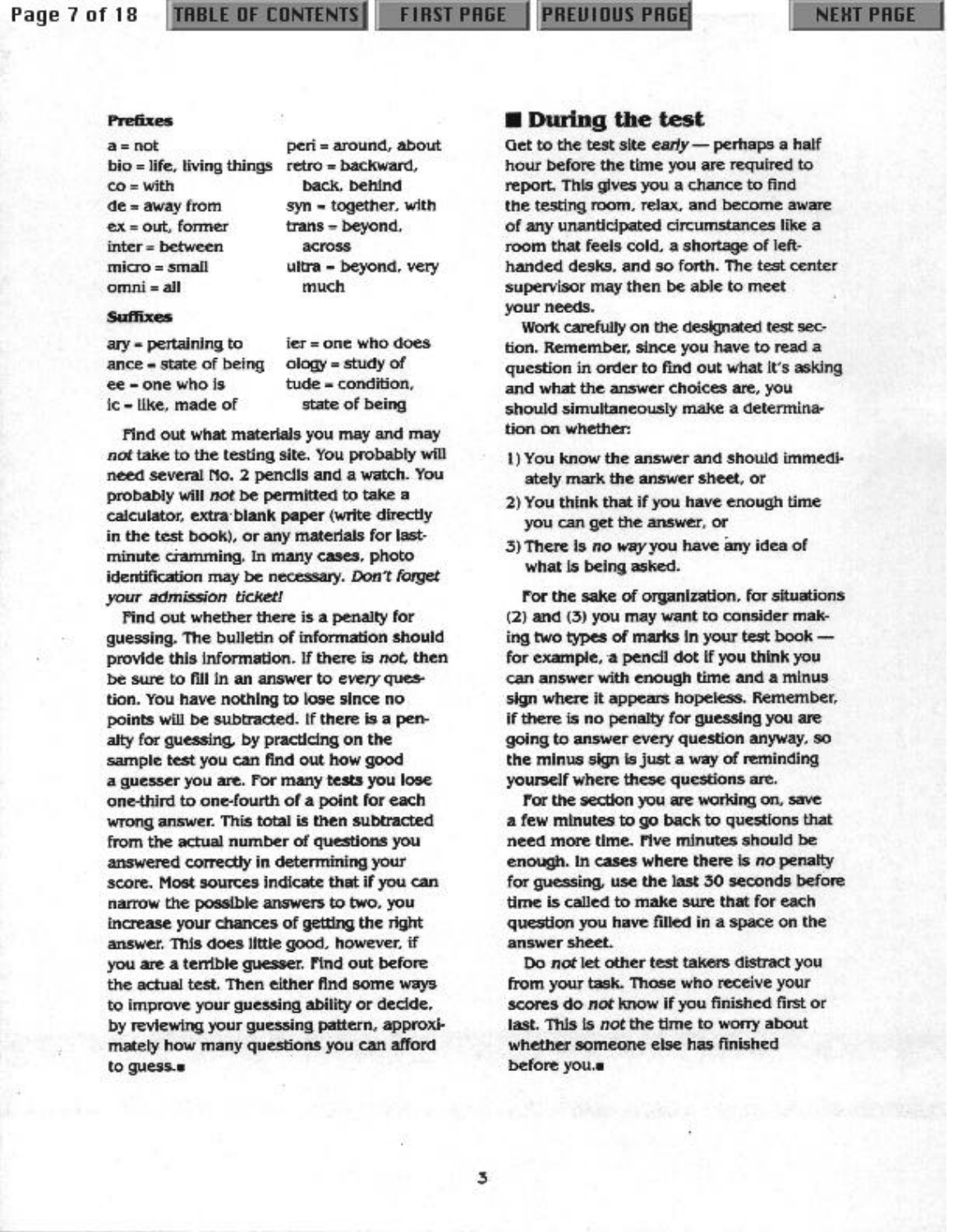**Prefixes**

a = not
bio = life, living things
co = with
de = away from
ex = out, former
inter = between
micro = small
omni = all
peri = around, about
retro = backward, back, behind
syn = together, with
trans = beyond, across
ultra = beyond, very much

**Suffixes**

ary = pertaining to
ance = state of being
ee = one who is
ic = like, made of
ier = one who does
ology = study of
tude = condition, state of being

Find out what materials you may and may *not* take to the testing site. You probably will need several No. 2 pencils and a watch. You probably will *not* be permitted to take a calculator, extra blank paper (write directly in the test book), or any materials for last-minute cramming. In many cases, photo identification may be necessary. *Don't forget your admission ticket!*

Find out whether there is a penalty for guessing. The bulletin of information should provide this information. If there is *not*, then be sure to fill in an answer to *every* question. You have nothing to lose since no points will be subtracted. If there is a penalty for guessing, by practicing on the sample test you can find out how good a guesser you are. For many tests you lose one-third to one-fourth of a point for each wrong answer. This total is then subtracted from the actual number of questions you answered correctly in determining your score. Most sources indicate that if you can narrow the possible answers to two, you increase your chances of getting the right answer. This does little good, however, if you are a terrible guesser. Find out before the actual test. Then either find some ways to improve your guessing ability or decide, by reviewing your guessing pattern, approximately how many questions you can afford to guess.

## During the test

Get to the test site *early* — perhaps a half hour before the time you are required to report. This gives you a chance to find the testing room, relax, and become aware of any unanticipated circumstances like a room that feels cold, a shortage of left-handed desks, and so forth. The test center supervisor may then be able to meet your needs.

Work carefully on the designated test section. Remember, since you have to read a question in order to find out what it's asking and what the answer choices are, you should simultaneously make a determination on whether:

1) You know the answer and should immediately mark the answer sheet, or
2) You think that if you have enough time you can get the answer, or
3) There is *no way* you have any idea of what is being asked.

For the sake of organization, for situations (2) and (3) you may want to consider making two types of marks in your test book — for example, a pencil dot if you think you can answer with enough time and a minus sign where it appears hopeless. Remember, if there is no penalty for guessing you are going to answer every question anyway, so the minus sign is just a way of reminding yourself where these questions are.

For the section you are working on, save a few minutes to go back to questions that need more time. Five minutes should be enough. In cases where there is *no* penalty for guessing, use the last 30 seconds before time is called to make sure that for each question you have filled in a space on the answer sheet.

Do *not* let other test takers distract you from your task. Those who receive your scores do *not* know if you finished first or last. This is *not* the time to worry about whether someone else has finished before you.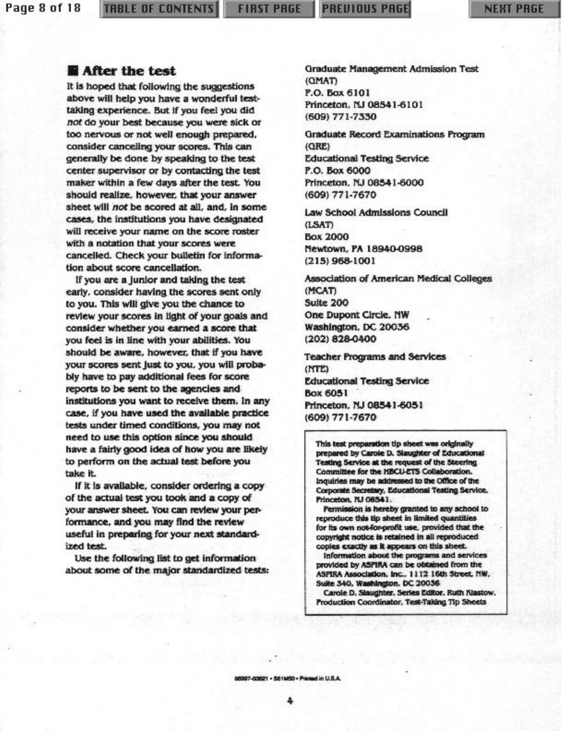## After the test

It is hoped that following the suggestions above will help you have a wonderful test-taking experience. But if you feel you did *not* do your best because you were sick or too nervous or not well enough prepared, consider canceling your scores. This can generally be done by speaking to the test center supervisor or by contacting the test maker within a few days after the test. You should realize, however, that your answer sheet will *not* be scored at all, and, in some cases, the institutions you have designated will receive your name on the score roster with a notation that your scores were cancelled. Check your bulletin for information about score cancellation.

If you are a junior and taking the test early, consider having the scores sent only to you. This will give you the chance to review your scores in light of your goals and consider whether you earned a score that you feel is in line with your abilities. You should be aware, however, that if you have your scores sent just to you, you will probably have to pay additional fees for score reports to be sent to the agencies and institutions you want to receive them. In any case, if you have used the available practice tests under timed conditions, you may not need to use this option since you should have a fairly good idea of how you are likely to perform on the actual test before you take it.

If it is available, consider ordering a copy of the actual test you took and a copy of your answer sheet. You can review your performance, and you may find the review useful in preparing for your next standardized test.

Use the following list to get information about some of the major standardized tests:

Graduate Management Admission Test
(GMAT)
P.O. Box 6101
Princeton, NJ 08541-6101
(609) 771-7330

Graduate Record Examinations Program
(GRE)
Educational Testing Service
P.O. Box 6000
Princeton, NJ 08541-6000
(609) 771-7670

Law School Admissions Council
(LSAT)
Box 2000
Newtown, PA 18940-0998
(215) 968-1001

Association of American Medical Colleges
(MCAT)
Suite 200
One Dupont Circle, NW
Washington, DC 20036
(202) 828-0400

Teacher Programs and Services
(NTE)
Educational Testing Service
Box 6051
Princeton, NJ 08541-6051
(609) 771-7670

This test preparation tip sheet was originally prepared by Carole D. Slaughter of Educational Testing Service at the request of the Steering Committee for the HBCU-ETS Collaboration. Inquiries may be addressed to the Office of the Corporate Secretary, Educational Testing Service, Princeton, NJ 08541.

Permission is hereby granted to any school to reproduce this tip sheet in limited quantities for its own not-for-profit use, provided that the copyright notice is retained in all reproduced copies exactly as it appears on this sheet.

Information about the programs and services provided by ASPIRA can be obtained from the ASPIRA Association, Inc., 1112 16th Street, NW, Suite 340, Washington, DC 20036

Carole D. Slaughter, Series Editor, Ruth Klastow, Production Coordinator, Test-Taking Tip Sheets

88097-03621 • S61M50 • Printed in U.S.A.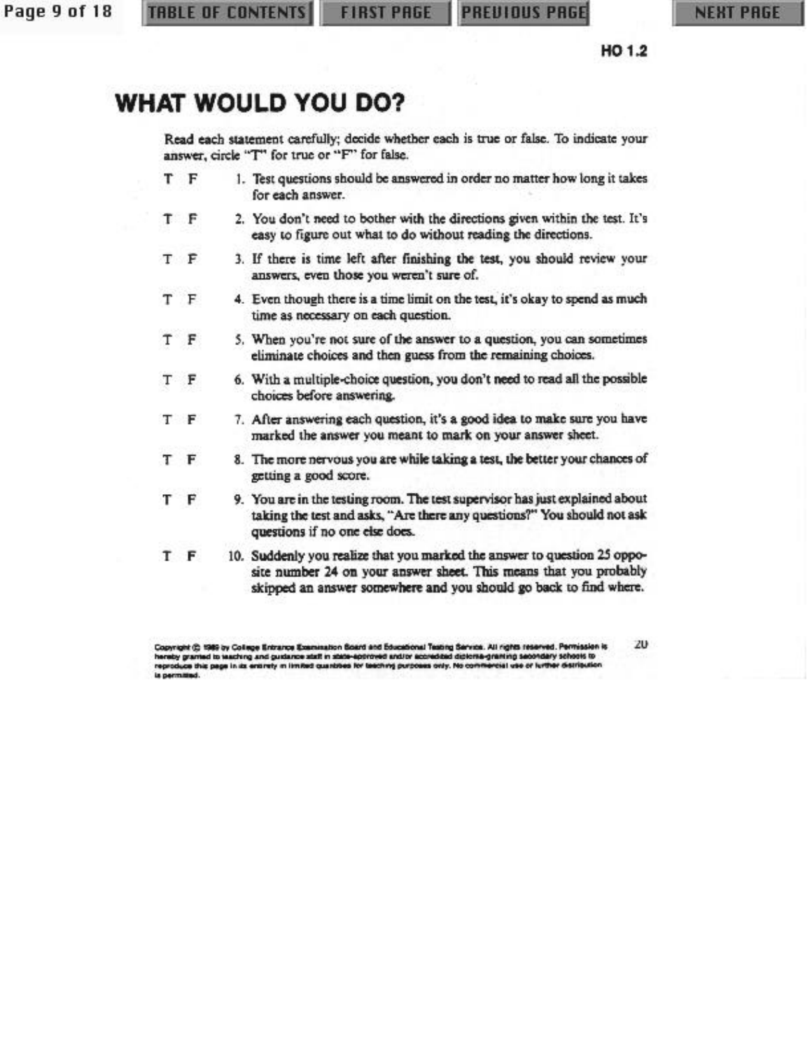HO 1.2

# WHAT WOULD YOU DO?

Read each statement carefully; decide whether each is true or false. To indicate your answer, circle "T" for true or "F" for false.

T F 1. Test questions should be answered in order no matter how long it takes for each answer.

T F 2. You don't need to bother with the directions given within the test. It's easy to figure out what to do without reading the directions.

T F 3. If there is time left after finishing the test, you should review your answers, even those you weren't sure of.

T F 4. Even though there is a time limit on the test, it's okay to spend as much time as necessary on each question.

T F 5. When you're not sure of the answer to a question, you can sometimes eliminate choices and then guess from the remaining choices.

T F 6. With a multiple-choice question, you don't need to read all the possible choices before answering.

T F 7. After answering each question, it's a good idea to make sure you have marked the answer you meant to mark on your answer sheet.

T F 8. The more nervous you are while taking a test, the better your chances of getting a good score.

T F 9. You are in the testing room. The test supervisor has just explained about taking the test and asks, "Are there any questions?" You should not ask questions if no one else does.

T F 10. Suddenly you realize that you marked the answer to question 25 opposite number 24 on your answer sheet. This means that you probably skipped an answer somewhere and you should go back to find where.

Copyright © 1989 by College Entrance Examination Board and Educational Testing Service. All rights reserved. Permission is hereby granted to teaching and guidance staff in state-approved and/or accredited diploma-granting secondary schools to reproduce this page in its entirety in limited quantities for teaching purposes only. No commercial use or further distribution is permitted.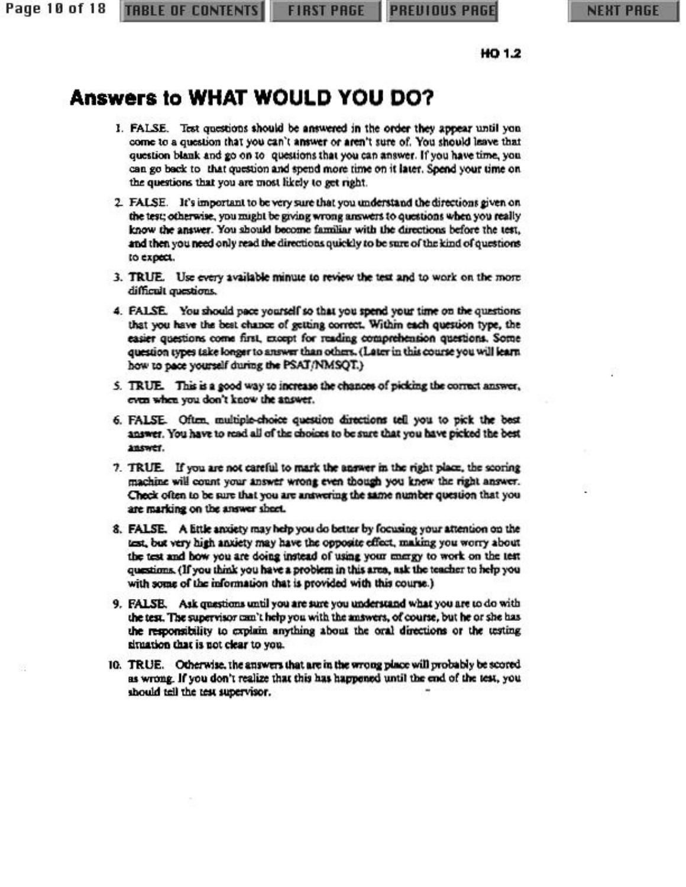HO 1.2

# Answers to WHAT WOULD YOU DO?

1. **FALSE.** Test questions should be answered in the order they appear until you come to a question that you can't answer or aren't sure of. You should leave that question blank and go on to questions that you can answer. If you have time, you can go back to that question and spend more time on it later. Spend your time on the questions that you are most likely to get right.

2. **FALSE.** It's important to be very sure that you understand the directions given on the test; otherwise, you might be giving wrong answers to questions when you really know the answer. You should become familiar with the directions before the test, and then you need only read the directions quickly to be sure of the kind of questions to expect.

3. **TRUE.** Use every available minute to review the test and to work on the more difficult questions.

4. **FALSE.** You should pace yourself so that you spend your time on the questions that you have the best chance of getting correct. Within each question type, the easier questions come first, except for reading comprehension questions. Some question types take longer to answer than others. (Later in this course you will learn how to pace yourself during the PSAT/NMSQT.)

5. **TRUE.** This is a good way to increase the chances of picking the correct answer, even when you don't know the answer.

6. **FALSE.** Often, multiple-choice question directions tell you to pick the best answer. You have to read all of the choices to be sure that you have picked the best answer.

7. **TRUE.** If you are not careful to mark the answer in the right place, the scoring machine will count your answer wrong even though you knew the right answer. Check often to be sure that you are answering the same number question that you are marking on the answer sheet.

8. **FALSE.** A little anxiety may help you do better by focusing your attention on the test, but very high anxiety may have the opposite effect, making you worry about the test and how you are doing instead of using your energy to work on the test questions. (If you think you have a problem in this area, ask the teacher to help you with some of the information that is provided with this course.)

9. **FALSE.** Ask questions until you are sure you understand what you are to do with the test. The supervisor can't help you with the answers, of course, but he or she has the responsibility to explain anything about the oral directions or the testing situation that is not clear to you.

10. **TRUE.** Otherwise, the answers that are in the wrong place will probably be scored as wrong. If you don't realize that this has happened until the end of the test, you should tell the test supervisor.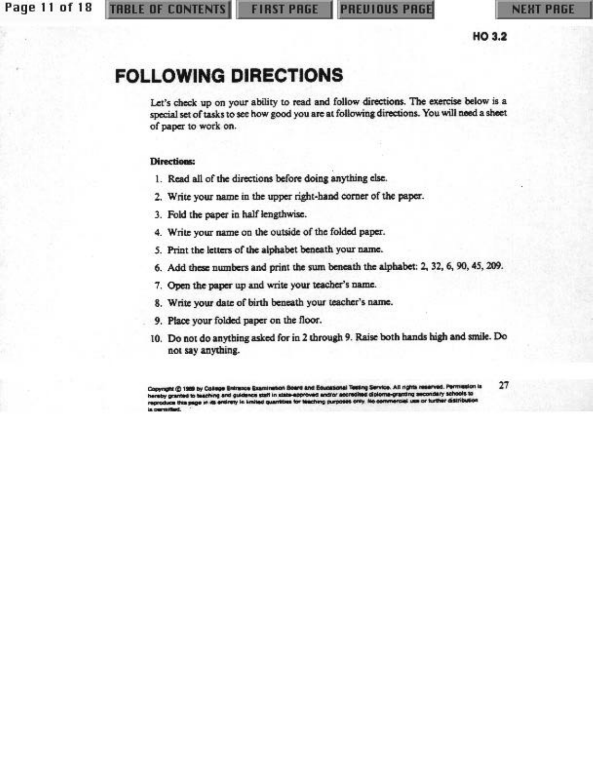HO 3.2

# FOLLOWING DIRECTIONS

Let's check up on your ability to read and follow directions. The exercise below is a special set of tasks to see how good you are at following directions. You will need a sheet of paper to work on.

**Directions:**

1. Read all of the directions before doing anything else.
2. Write your name in the upper right-hand corner of the paper.
3. Fold the paper in half lengthwise.
4. Write your name on the outside of the folded paper.
5. Print the letters of the alphabet beneath your name.
6. Add these numbers and print the sum beneath the alphabet: 2, 32, 6, 90, 45, 209.
7. Open the paper up and write your teacher's name.
8. Write your date of birth beneath your teacher's name.
9. Place your folded paper on the floor.
10. Do not do anything asked for in 2 through 9. Raise both hands high and smile. Do not say anything.

Copyright © 1989 by College Entrance Examination Board and Educational Testing Service. All rights reserved. Permission is hereby granted to teaching and guidance staff in state-approved and/or accredited diploma-granting secondary schools to reproduce this page in its entirety in limited quantities for teaching purposes only. No commercial use or further distribution is permitted.